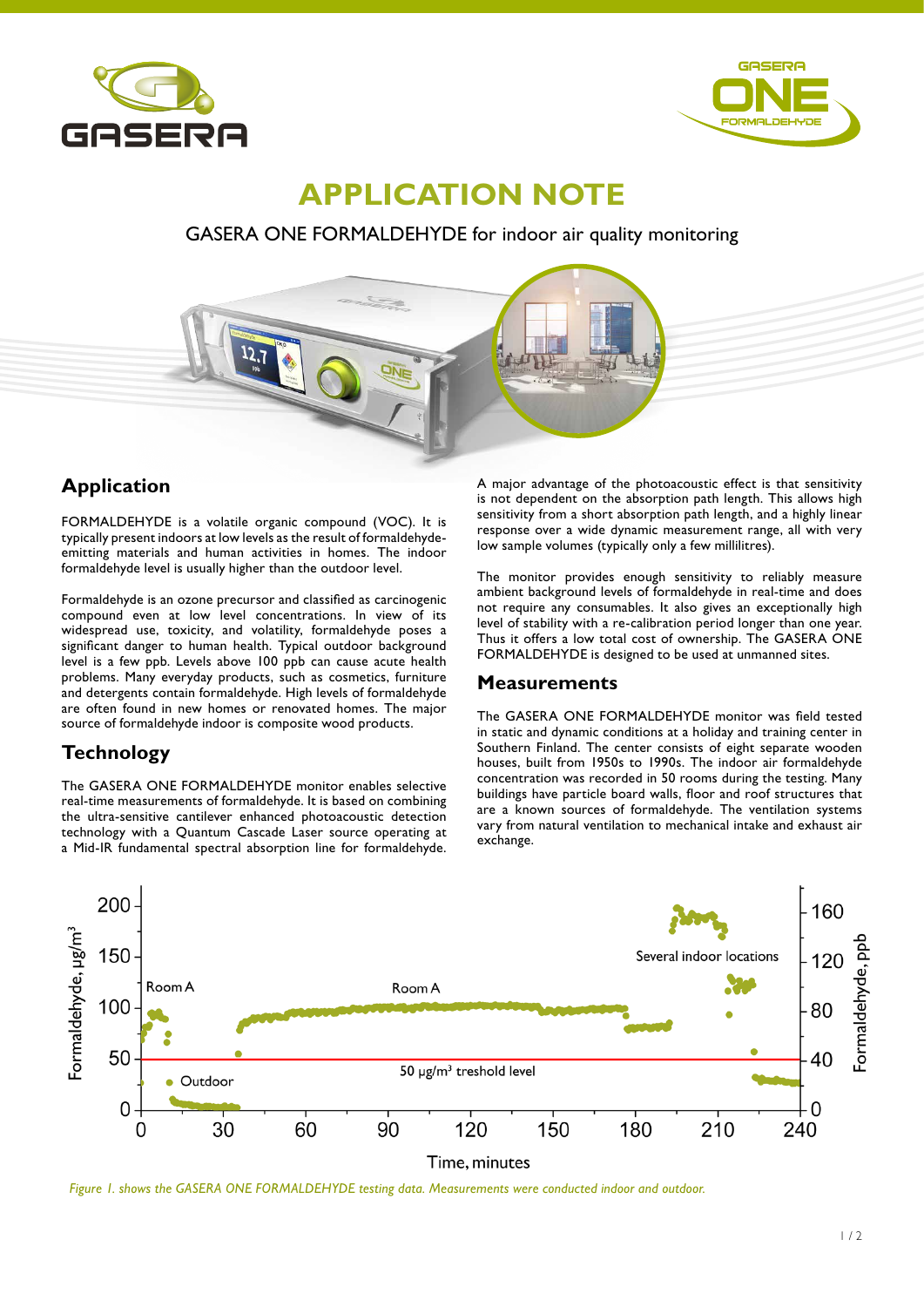# APPLICATION NOTE

GASERA ONE FORMALDEHYDE for indoor air quality monitoring

## Application

FORMALDEHYDE is a volatile organic compound (VOC). It is typically present indoors at low levels as the result of formaldehyde-emitting materials and human activities in homes. The indoor formaldehyde level is usually higher than the outdoor level.

Formaldehyde is an ozone precursor and classified as carcinogenic compound even at low level concentrations. In view of its widespread use, toxicity, and volatility, formaldehyde poses a significant danger to human health. Typical outdoor background level is a few ppb. Levels above 100 ppb can cause acute health problems. Many everyday products, such as cosmetics, furniture and detergents contain formaldehyde. High levels of formaldehyde are often found in new homes or renovated homes. The major source of formaldehyde indoor is composite wood products.

## Technology

The GASERA ONE FORMALDEHYDE monitor enables selective real-time measurements of formaldehyde. It is based on combining the ultra-sensitive cantilever enhanced photoacoustic detection technology with a Quantum Cascade Laser source operating at a Mid-IR fundamental spectral absorption line for formaldehyde.

A major advantage of the photoacoustic effect is that sensitivity is not dependent on the absorption path length. This allows high sensitivity from a short absorption path length, and a highly linear response over a wide dynamic measurement range, all with very low sample volumes (typically only a few millilitres).

The monitor provides enough sensitivity to reliably measure ambient background levels of formaldehyde in real-time and does not require any consumables. It also gives an exceptionally high level of stability with a re-calibration period longer than one year. Thus it offers a low total cost of ownership. The GASERA ONE FORMALDEHYDE is designed to be used at unmanned sites.

## Measurements

The GASERA ONE FORMALDEHYDE monitor was field tested in static and dynamic conditions at a holiday and training center in Southern Finland. The center consists of eight separate wooden houses, built from 1950s to 1990s. The indoor air formaldehyde concentration was recorded in 50 rooms during the testing. Many buildings have particle board walls, floor and roof structures that are a known sources of formaldehyde. The ventilation systems vary from natural ventilation to mechanical intake and exhaust air exchange.

*Figure 1. shows the GASERA ONE FORMALDEHYDE testing data. Measurements were conducted indoor and outdoor.*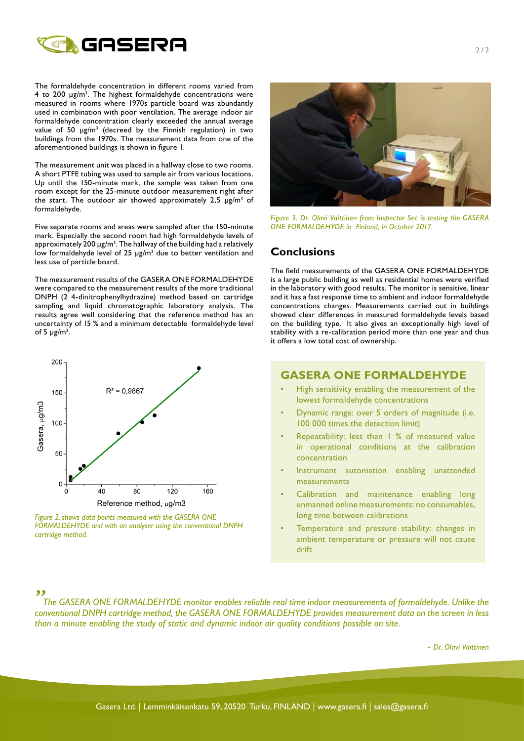The formaldehyde concentration in different rooms varied from 4 to 200 µg/m³. The highest formaldehyde concentrations were measured in rooms where 1970s particle board was abundantly used in combination with poor ventilation. The average indoor air formaldehyde concentration clearly exceeded the annual average value of 50 µg/m³ (decreed by the Finnish regulation) in two buildings from the 1970s. The measurement data from one of the aforementioned buildings is shown in figure 1.

The measurement unit was placed in a hallway close to two rooms. A short PTFE tubing was used to sample air from various locations. Up until the 150-minute mark, the sample was taken from one room except for the 25-minute outdoor measurement right after the start. The outdoor air showed approximately 2,5 µg/m³ of formaldehyde.

Five separate rooms and areas were sampled after the 150-minute mark. Especially the second room had high formaldehyde levels of approximately 200 µg/m³. The hallway of the building had a relatively low formaldehyde level of 25 µg/m³ due to better ventilation and less use of particle board.

The measurement results of the GASERA ONE FORMALDEHYDE were compared to the measurement results of the more traditional DNPH (2 4-dinitrophenylhydrazine) method based on cartridge sampling and liquid chromatographic laboratory analysis. The results agree well considering that the reference method has an uncertainty of 15 % and a minimum detectable formaldehyde level of 5 µg/m³.

$R^2$ = 0,9867

Gasera, µg/m3

Reference method, µg/m3

0, 50, 100, 150, 200

0, 40, 80, 120, 160

*Figure 2. shows data points measured with the GASERA ONE FORMALDEHYDE and with an analyser using the conventional DNPH cartridge method.*

*Figure 3. Dr. Olavi Vaittinen from Inspector Sec is testing the GASERA ONE FORMALDEHYDE in Finland, in October 2017.*

## Conclusions

The field measurements of the GASERA ONE FORMALDEHYDE is a large public building as well as residential homes were verified in the laboratory with good results. The monitor is sensitive, linear and it has a fast response time to ambient and indoor formaldehyde concentrations changes. Measurements carried out in buildings showed clear differences in measured formaldehyde levels based on the building type. It also gives an exceptionally high level of stability with a re-calibration period more than one year and thus it offers a low total cost of ownership.

## GASERA ONE FORMALDEHYDE

- High sensitivity enabling the measurement of the lowest formaldehyde concentrations
- Dynamic range: over 5 orders of magnitude (i.e. 100 000 times the detection limit)
- Repeatability: less than 1 % of measured value in operational conditions at the calibration concentration
- Instrument automation enabling unattended measurements
- Calibration and maintenance enabling long unmanned online measurements: no consumables, long time between calibrations
- Temperature and pressure stability: changes in ambient temperature or pressure will not cause drift

*"The GASERA ONE FORMALDEHYDE monitor enables reliable real time indoor measurements of formaldehyde. Unlike the conventional DNPH cartridge method, the GASERA ONE FORMALDEHYDE provides measurement data on the screen in less than a minute enabling the study of static and dynamic indoor air quality conditions possible on site.*

*- Dr. Olavi Vaittinen*

Gasera Ltd. | Lemminkäisenkatu 59, 20520 Turku, FINLAND | www.gasera.fi | sales@gasera.fi